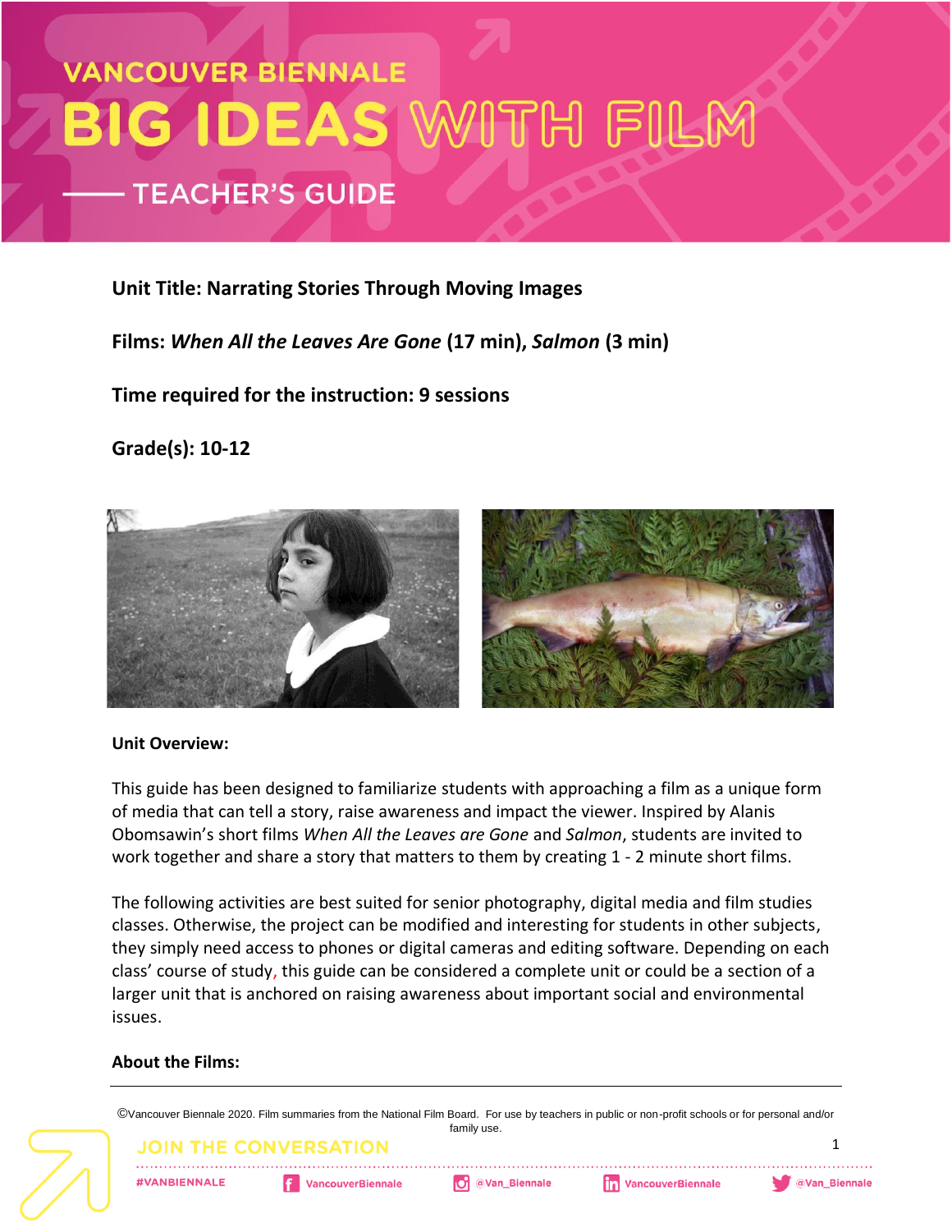# VANCOUVER BIENNALE BIG IDEAS WITH FILM

## TEACHER'S GUIDE

**Unit Title: Narrating Stories Through Moving Images**

**Films: *When All the Leaves Are Gone* (17 min), *Salmon* (3 min)**

**Time required for the instruction: 9 sessions**

**Grade(s): 10-12**

**Unit Overview:**

This guide has been designed to familiarize students with approaching a film as a unique form of media that can tell a story, raise awareness and impact the viewer. Inspired by Alanis Obomsawin's short films *When All the Leaves are Gone* and *Salmon*, students are invited to work together and share a story that matters to them by creating 1 - 2 minute short films.

The following activities are best suited for senior photography, digital media and film studies classes. Otherwise, the project can be modified and interesting for students in other subjects, they simply need access to phones or digital cameras and editing software. Depending on each class' course of study, this guide can be considered a complete unit or could be a section of a larger unit that is anchored on raising awareness about important social and environmental issues.

**About the Films:**

©Vancouver Biennale 2020. Film summaries from the National Film Board. For use by teachers in public or non-profit schools or for personal and/or family use.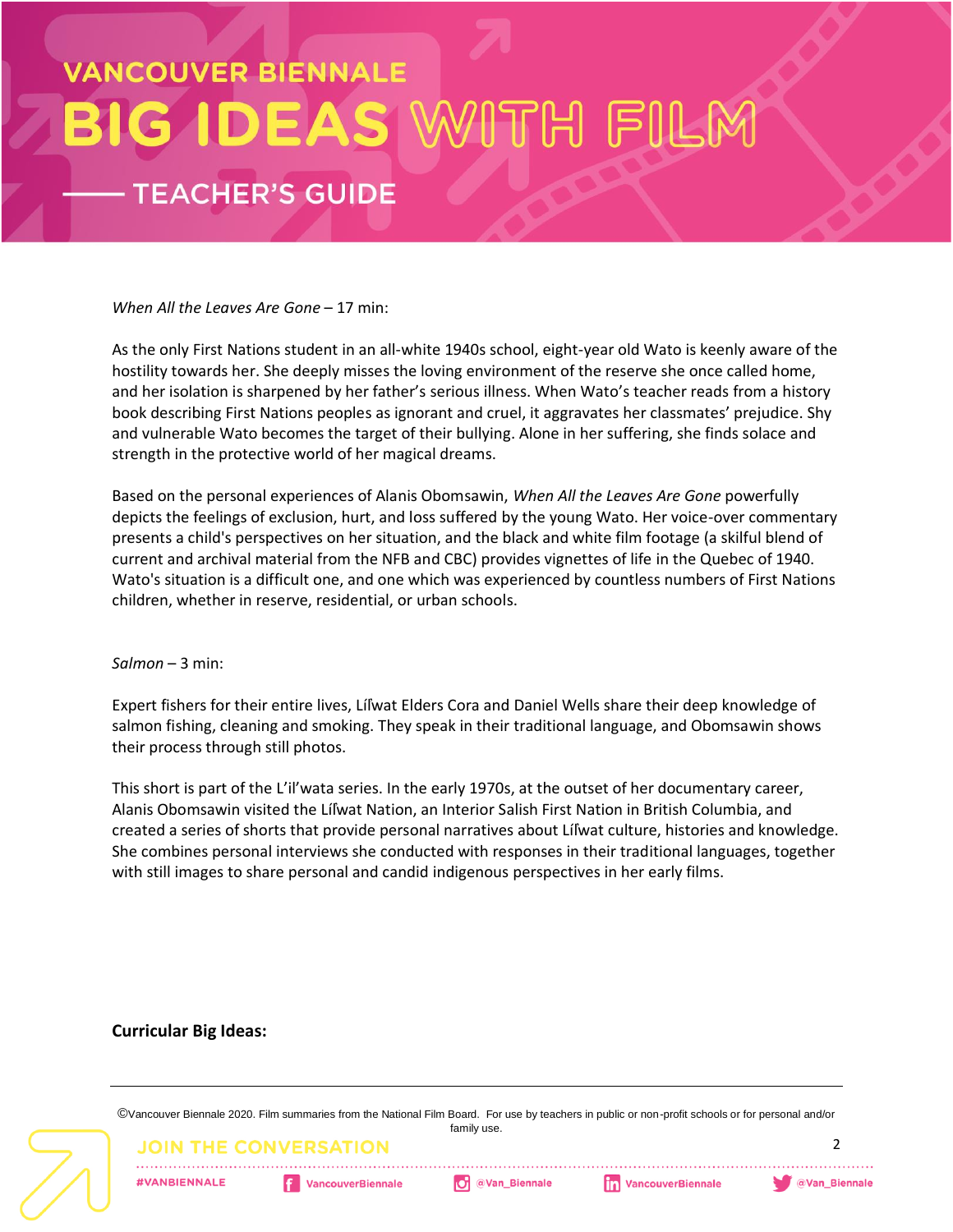*When All the Leaves Are Gone* – 17 min:

As the only First Nations student in an all-white 1940s school, eight-year old Wato is keenly aware of the hostility towards her. She deeply misses the loving environment of the reserve she once called home, and her isolation is sharpened by her father's serious illness. When Wato's teacher reads from a history book describing First Nations peoples as ignorant and cruel, it aggravates her classmates' prejudice. Shy and vulnerable Wato becomes the target of their bullying. Alone in her suffering, she finds solace and strength in the protective world of her magical dreams.

Based on the personal experiences of Alanis Obomsawin, *When All the Leaves Are Gone* powerfully depicts the feelings of exclusion, hurt, and loss suffered by the young Wato. Her voice-over commentary presents a child's perspectives on her situation, and the black and white film footage (a skilful blend of current and archival material from the NFB and CBC) provides vignettes of life in the Quebec of 1940. Wato's situation is a difficult one, and one which was experienced by countless numbers of First Nations children, whether in reserve, residential, or urban schools.

*Salmon* – 3 min:

Expert fishers for their entire lives, Lílwat Elders Cora and Daniel Wells share their deep knowledge of salmon fishing, cleaning and smoking. They speak in their traditional language, and Obomsawin shows their process through still photos.

This short is part of the L'il'wata series. In the early 1970s, at the outset of her documentary career, Alanis Obomsawin visited the Lílwat Nation, an Interior Salish First Nation in British Columbia, and created a series of shorts that provide personal narratives about Lílwat culture, histories and knowledge. She combines personal interviews she conducted with responses in their traditional languages, together with still images to share personal and candid indigenous perspectives in her early films.

**Curricular Big Ideas:**

©Vancouver Biennale 2020. Film summaries from the National Film Board. For use by teachers in public or non-profit schools or for personal and/or family use.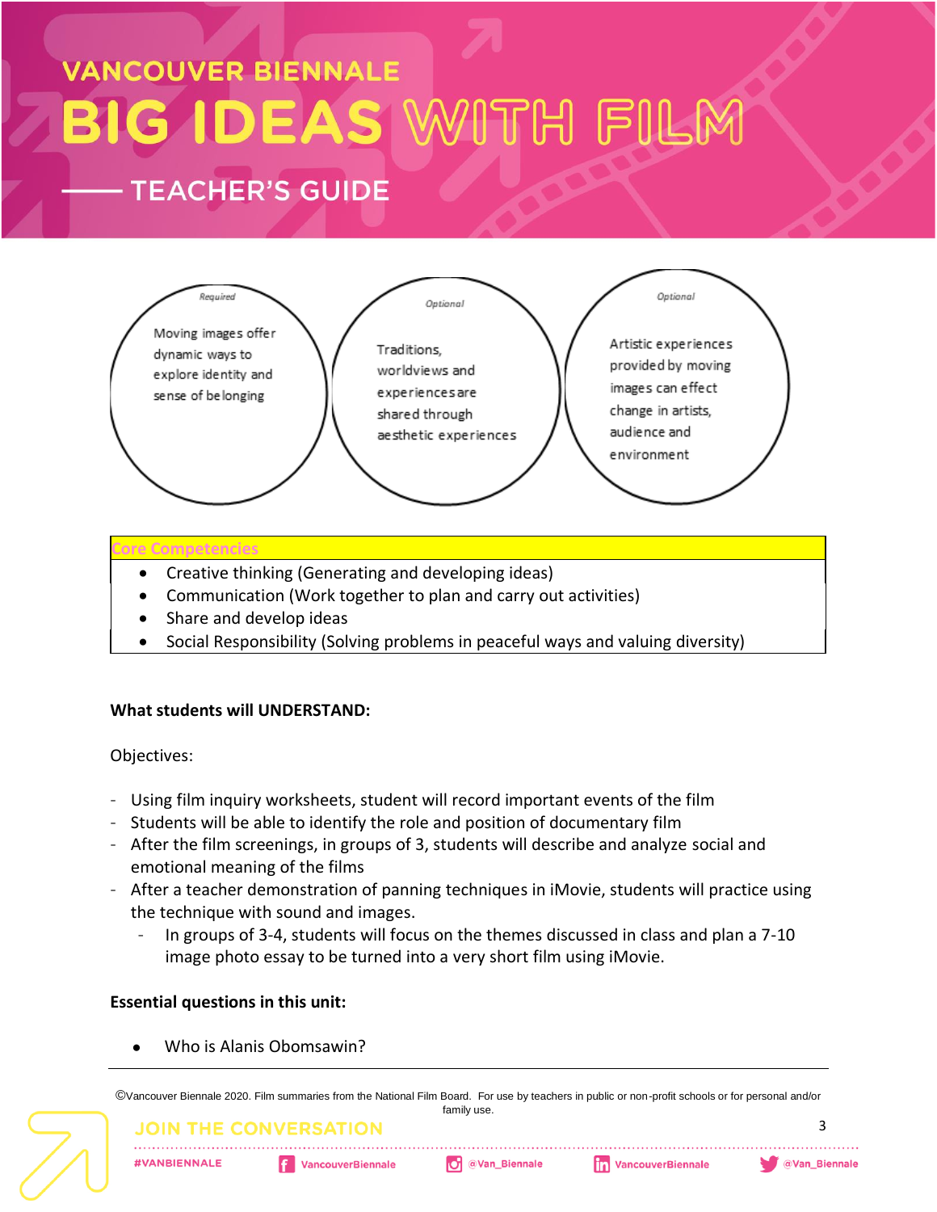# VANCOUVER BIENNALE

# BIG IDEAS WITH FILM

## TEACHER'S GUIDE

*Required*

Moving images offer dynamic ways to explore identity and sense of belonging

*Optional*

Traditions, worldviews and experiences are shared through aesthetic experiences

*Optional*

Artistic experiences provided by moving images can effect change in artists, audience and environment

| Core Competencies |
| --- |
| • Creative thinking (Generating and developing ideas)<br>• Communication (Work together to plan and carry out activities)<br>• Share and develop ideas<br>• Social Responsibility (Solving problems in peaceful ways and valuing diversity) |

**What students will UNDERSTAND:**

Objectives:

- Using film inquiry worksheets, student will record important events of the film
- Students will be able to identify the role and position of documentary film
- After the film screenings, in groups of 3, students will describe and analyze social and emotional meaning of the films
- After a teacher demonstration of panning techniques in iMovie, students will practice using the technique with sound and images.
  - In groups of 3-4, students will focus on the themes discussed in class and plan a 7-10 image photo essay to be turned into a very short film using iMovie.

**Essential questions in this unit:**

- Who is Alanis Obomsawin?

©Vancouver Biennale 2020. Film summaries from the National Film Board. For use by teachers in public or non-profit schools or for personal and/or family use.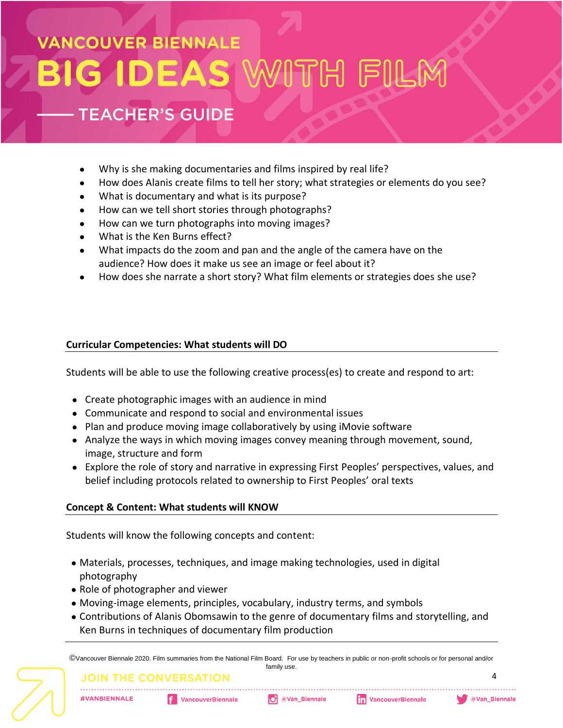- Why is she making documentaries and films inspired by real life?
- How does Alanis create films to tell her story; what strategies or elements do you see?
- What is documentary and what is its purpose?
- How can we tell short stories through photographs?
- How can we turn photographs into moving images?
- What is the Ken Burns effect?
- What impacts do the zoom and pan and the angle of the camera have on the audience? How does it make us see an image or feel about it?
- How does she narrate a short story? What film elements or strategies does she use?

**Curricular Competencies: What students will DO**

Students will be able to use the following creative process(es) to create and respond to art:

- Create photographic images with an audience in mind
- Communicate and respond to social and environmental issues
- Plan and produce moving image collaboratively by using iMovie software
- Analyze the ways in which moving images convey meaning through movement, sound, image, structure and form
- Explore the role of story and narrative in expressing First Peoples' perspectives, values, and belief including protocols related to ownership to First Peoples' oral texts

**Concept & Content: What students will KNOW**

Students will know the following concepts and content:

- Materials, processes, techniques, and image making technologies, used in digital photography
- Role of photographer and viewer
- Moving-image elements, principles, vocabulary, industry terms, and symbols
- Contributions of Alanis Obomsawin to the genre of documentary films and storytelling, and Ken Burns in techniques of documentary film production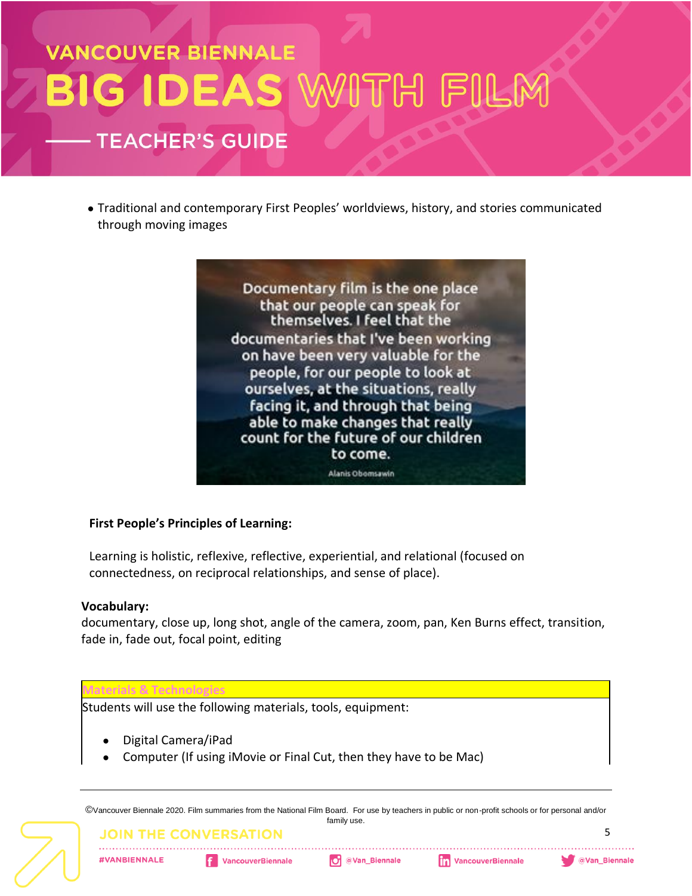- Traditional and contemporary First Peoples' worldviews, history, and stories communicated through moving images

Documentary film is the one place that our people can speak for themselves. I feel that the documentaries that I've been working on have been very valuable for the people, for our people to look at ourselves, at the situations, really facing it, and through that being able to make changes that really count for the future of our children to come.

Alanis Obomsawin

**First People's Principles of Learning:**

Learning is holistic, reflexive, reflective, experiential, and relational (focused on connectedness, on reciprocal relationships, and sense of place).

**Vocabulary:**
documentary, close up, long shot, angle of the camera, zoom, pan, Ken Burns effect, transition, fade in, fade out, focal point, editing

| Materials & Technologies |
| --- |
| Students will use the following materials, tools, equipment:<br><br>- Digital Camera/iPad<br>- Computer (If using iMovie or Final Cut, then they have to be Mac) |

©Vancouver Biennale 2020. Film summaries from the National Film Board. For use by teachers in public or non-profit schools or for personal and/or family use.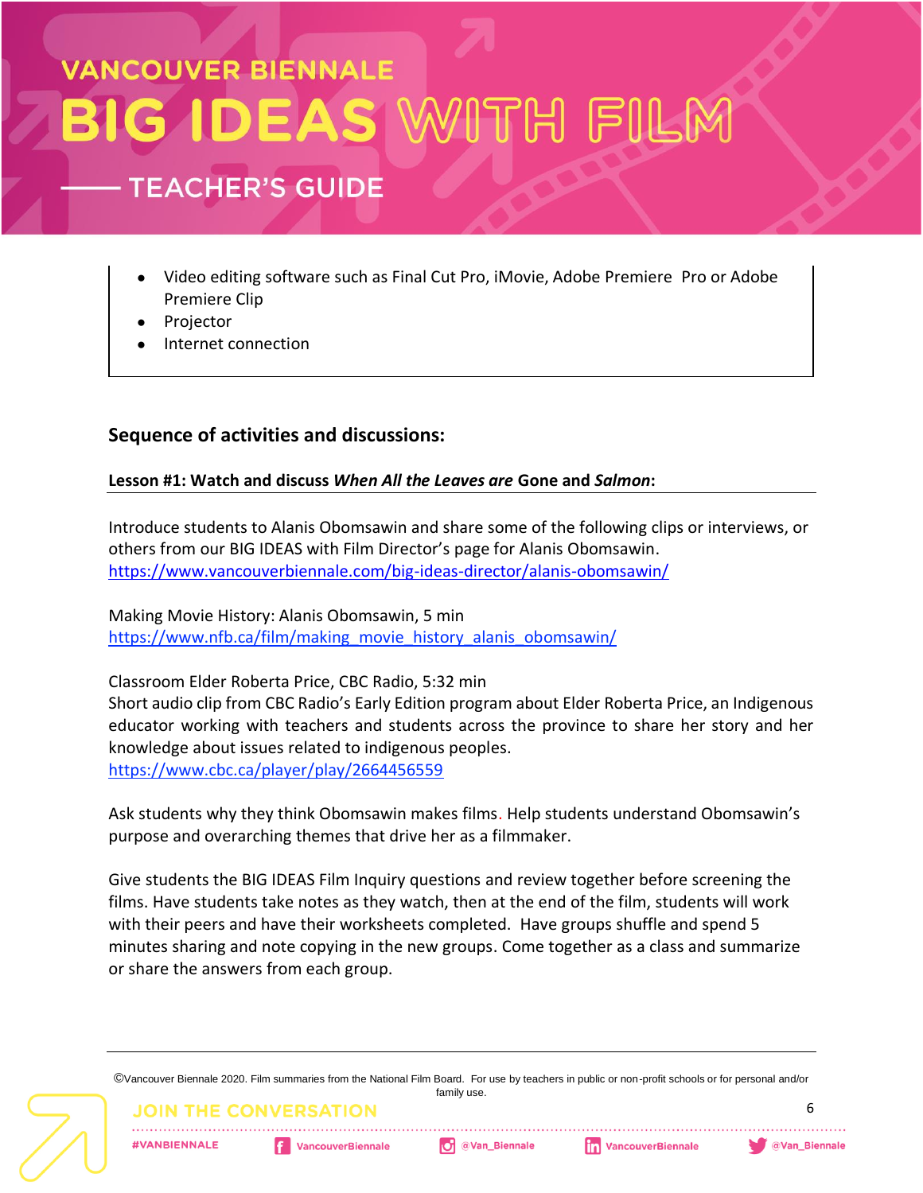- Video editing software such as Final Cut Pro, iMovie, Adobe Premiere  Pro or Adobe Premiere Clip
- Projector
- Internet connection

## Sequence of activities and discussions:

### Lesson #1: Watch and discuss *When All the Leaves are* Gone and *Salmon*:

Introduce students to Alanis Obomsawin and share some of the following clips or interviews, or others from our BIG IDEAS with Film Director's page for Alanis Obomsawin.
https://www.vancouverbiennale.com/big-ideas-director/alanis-obomsawin/

Making Movie History: Alanis Obomsawin, 5 min
https://www.nfb.ca/film/making_movie_history_alanis_obomsawin/

Classroom Elder Roberta Price, CBC Radio, 5:32 min
Short audio clip from CBC Radio's Early Edition program about Elder Roberta Price, an Indigenous educator working with teachers and students across the province to share her story and her knowledge about issues related to indigenous peoples.
https://www.cbc.ca/player/play/2664456559

Ask students why they think Obomsawin makes films. Help students understand Obomsawin's purpose and overarching themes that drive her as a filmmaker.

Give students the BIG IDEAS Film Inquiry questions and review together before screening the films. Have students take notes as they watch, then at the end of the film, students will work with their peers and have their worksheets completed.  Have groups shuffle and spend 5 minutes sharing and note copying in the new groups. Come together as a class and summarize or share the answers from each group.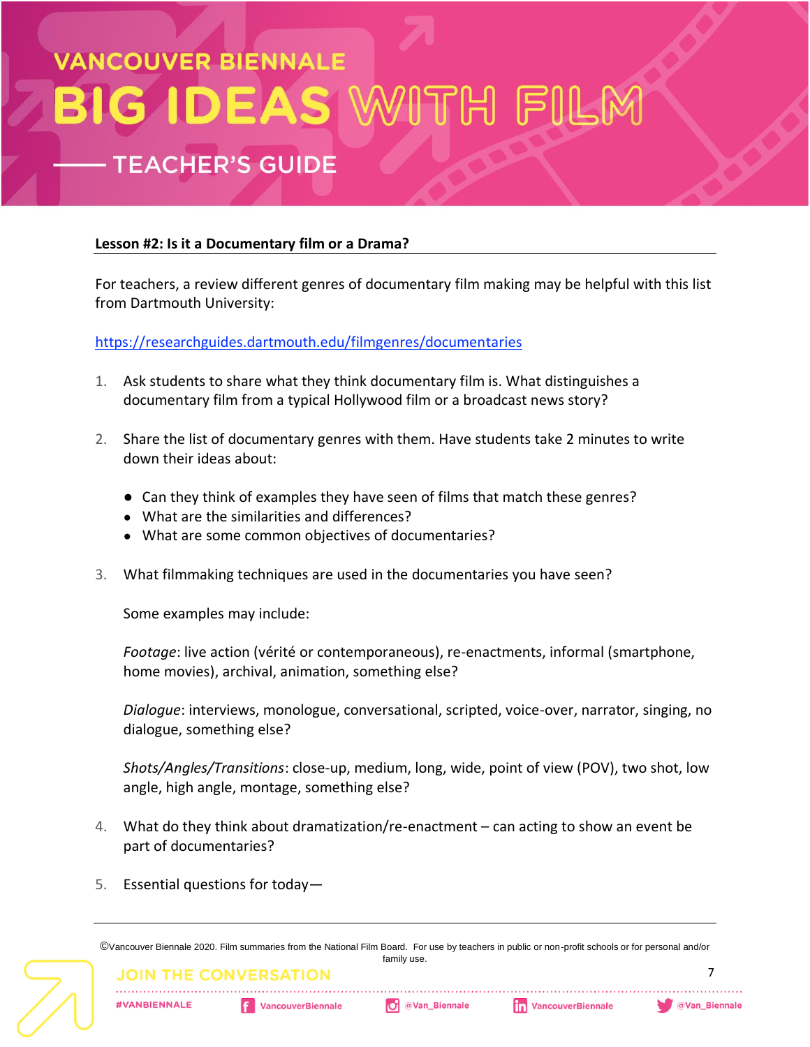### Lesson #2: Is it a Documentary film or a Drama?

For teachers, a review different genres of documentary film making may be helpful with this list from Dartmouth University:

https://researchguides.dartmouth.edu/filmgenres/documentaries

1. Ask students to share what they think documentary film is. What distinguishes a documentary film from a typical Hollywood film or a broadcast news story?

2. Share the list of documentary genres with them. Have students take 2 minutes to write down their ideas about:

   - Can they think of examples they have seen of films that match these genres?
   - What are the similarities and differences?
   - What are some common objectives of documentaries?

3. What filmmaking techniques are used in the documentaries you have seen?

   Some examples may include:

   *Footage*: live action (vérité or contemporaneous), re-enactments, informal (smartphone, home movies), archival, animation, something else?

   *Dialogue*: interviews, monologue, conversational, scripted, voice-over, narrator, singing, no dialogue, something else?

   *Shots/Angles/Transitions*: close-up, medium, long, wide, point of view (POV), two shot, low angle, high angle, montage, something else?

4. What do they think about dramatization/re-enactment – can acting to show an event be part of documentaries?

5. Essential questions for today—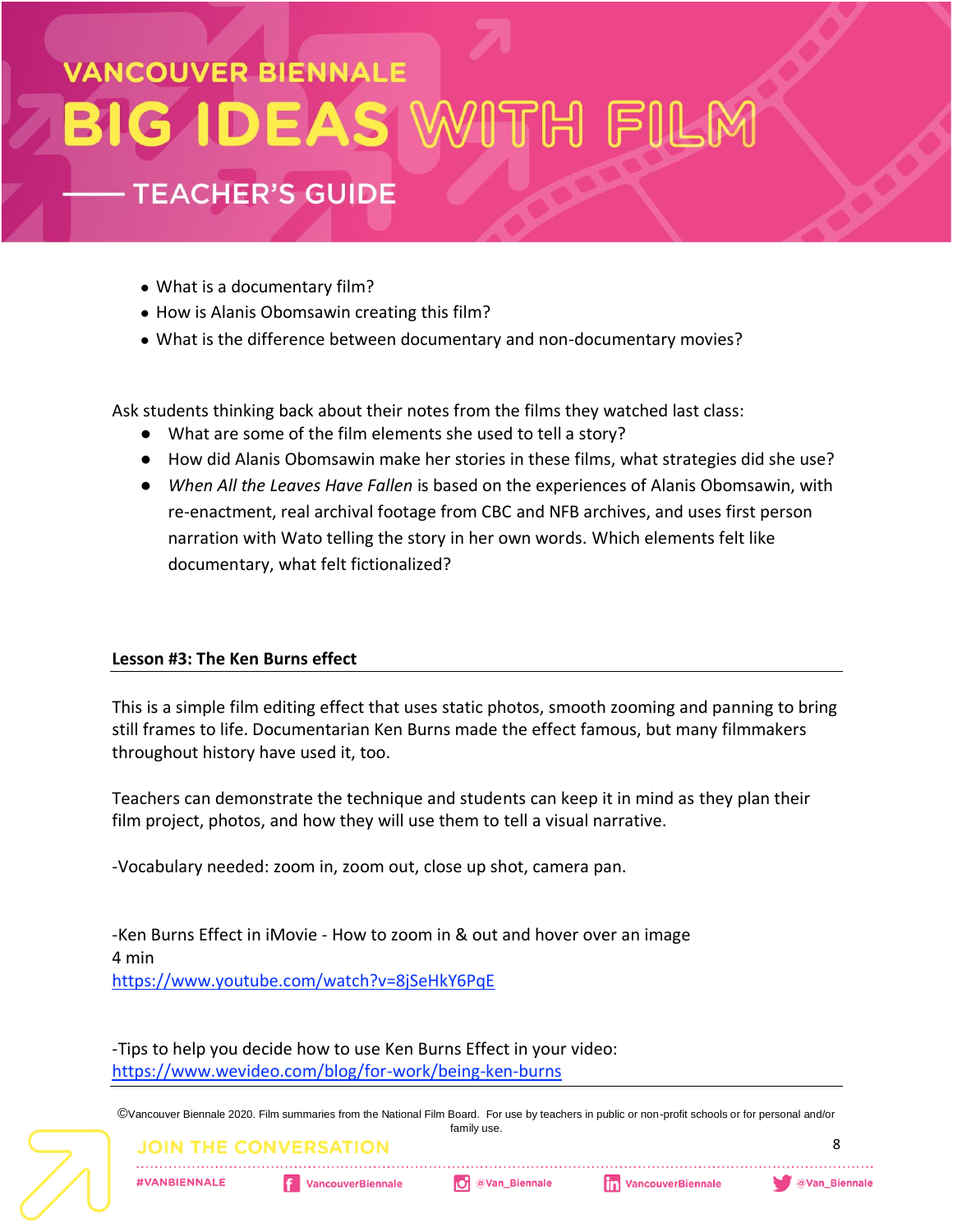- What is a documentary film?
- How is Alanis Obomsawin creating this film?
- What is the difference between documentary and non-documentary movies?

Ask students thinking back about their notes from the films they watched last class:

- What are some of the film elements she used to tell a story?
- How did Alanis Obomsawin make her stories in these films, what strategies did she use?
- *When All the Leaves Have Fallen* is based on the experiences of Alanis Obomsawin, with re-enactment, real archival footage from CBC and NFB archives, and uses first person narration with Wato telling the story in her own words. Which elements felt like documentary, what felt fictionalized?

**Lesson #3: The Ken Burns effect**

This is a simple film editing effect that uses static photos, smooth zooming and panning to bring still frames to life. Documentarian Ken Burns made the effect famous, but many filmmakers throughout history have used it, too.

Teachers can demonstrate the technique and students can keep it in mind as they plan their film project, photos, and how they will use them to tell a visual narrative.

-Vocabulary needed: zoom in, zoom out, close up shot, camera pan.

-Ken Burns Effect in iMovie - How to zoom in & out and hover over an image
4 min
https://www.youtube.com/watch?v=8jSeHkY6PqE

-Tips to help you decide how to use Ken Burns Effect in your video:
https://www.wevideo.com/blog/for-work/being-ken-burns

©Vancouver Biennale 2020. Film summaries from the National Film Board. For use by teachers in public or non-profit schools or for personal and/or family use.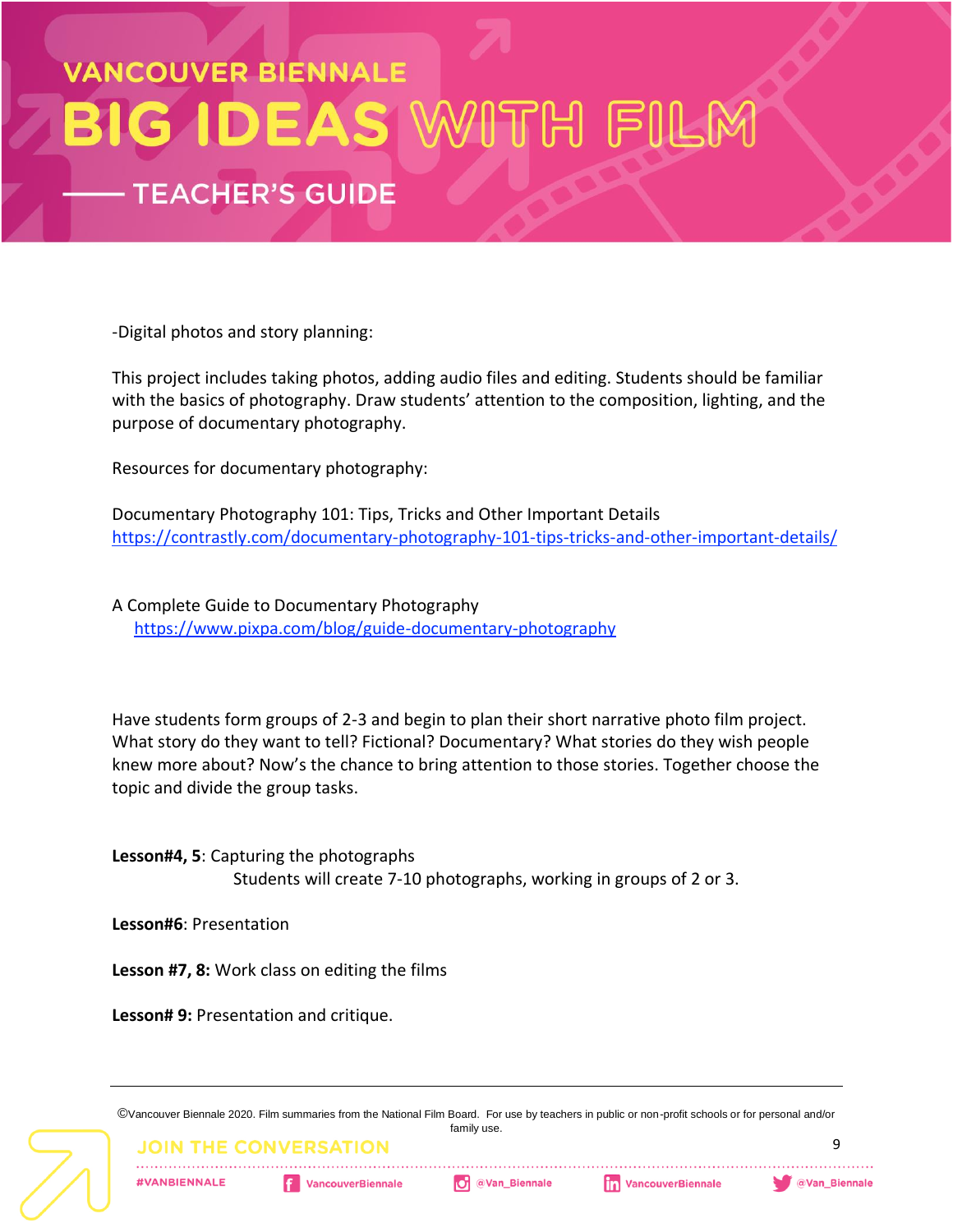-Digital photos and story planning:

This project includes taking photos, adding audio files and editing. Students should be familiar with the basics of photography. Draw students' attention to the composition, lighting, and the purpose of documentary photography.

Resources for documentary photography:

Documentary Photography 101: Tips, Tricks and Other Important Details
https://contrastly.com/documentary-photography-101-tips-tricks-and-other-important-details/

A Complete Guide to Documentary Photography
https://www.pixpa.com/blog/guide-documentary-photography

Have students form groups of 2-3 and begin to plan their short narrative photo film project. What story do they want to tell? Fictional? Documentary? What stories do they wish people knew more about? Now's the chance to bring attention to those stories. Together choose the topic and divide the group tasks.

**Lesson#4, 5**: Capturing the photographs
Students will create 7-10 photographs, working in groups of 2 or 3.

**Lesson#6**: Presentation

**Lesson #7, 8:** Work class on editing the films

**Lesson# 9:** Presentation and critique.

©Vancouver Biennale 2020. Film summaries from the National Film Board. For use by teachers in public or non-profit schools or for personal and/or family use.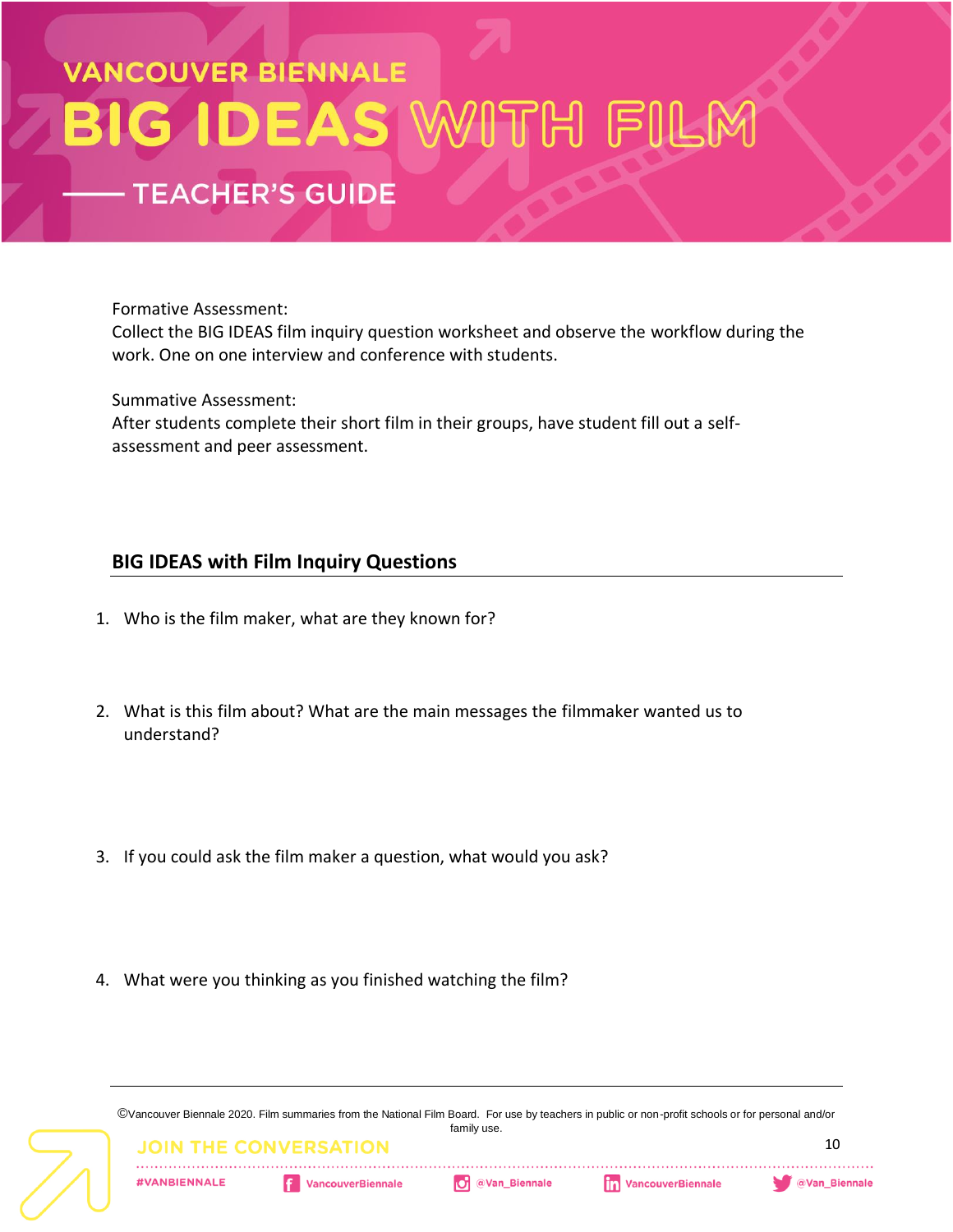Formative Assessment:
Collect the BIG IDEAS film inquiry question worksheet and observe the workflow during the work. One on one interview and conference with students.

Summative Assessment:
After students complete their short film in their groups, have student fill out a self-assessment and peer assessment.

## BIG IDEAS with Film Inquiry Questions

1. Who is the film maker, what are they known for?

2. What is this film about? What are the main messages the filmmaker wanted us to understand?

3. If you could ask the film maker a question, what would you ask?

4. What were you thinking as you finished watching the film?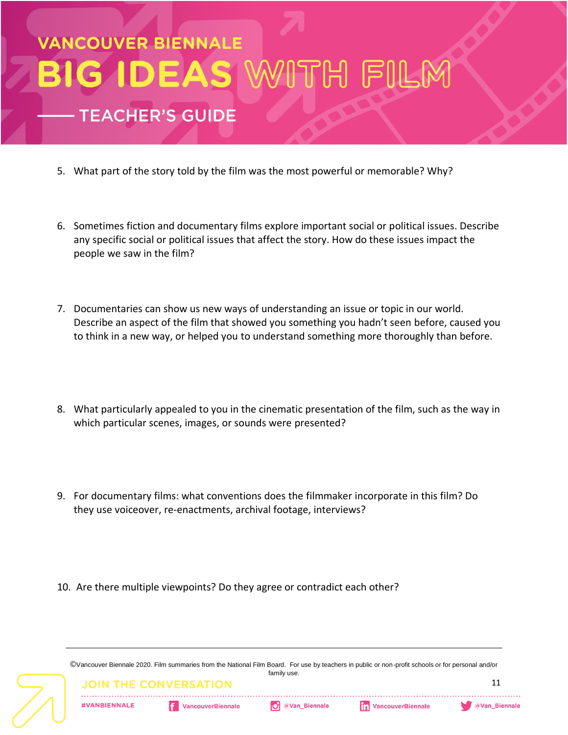5. What part of the story told by the film was the most powerful or memorable? Why?

6. Sometimes fiction and documentary films explore important social or political issues. Describe any specific social or political issues that affect the story. How do these issues impact the people we saw in the film?

7. Documentaries can show us new ways of understanding an issue or topic in our world. Describe an aspect of the film that showed you something you hadn't seen before, caused you to think in a new way, or helped you to understand something more thoroughly than before.

8. What particularly appealed to you in the cinematic presentation of the film, such as the way in which particular scenes, images, or sounds were presented?

9. For documentary films: what conventions does the filmmaker incorporate in this film? Do they use voiceover, re-enactments, archival footage, interviews?

10. Are there multiple viewpoints? Do they agree or contradict each other?

©Vancouver Biennale 2020. Film summaries from the National Film Board. For use by teachers in public or non-profit schools or for personal and/or family use.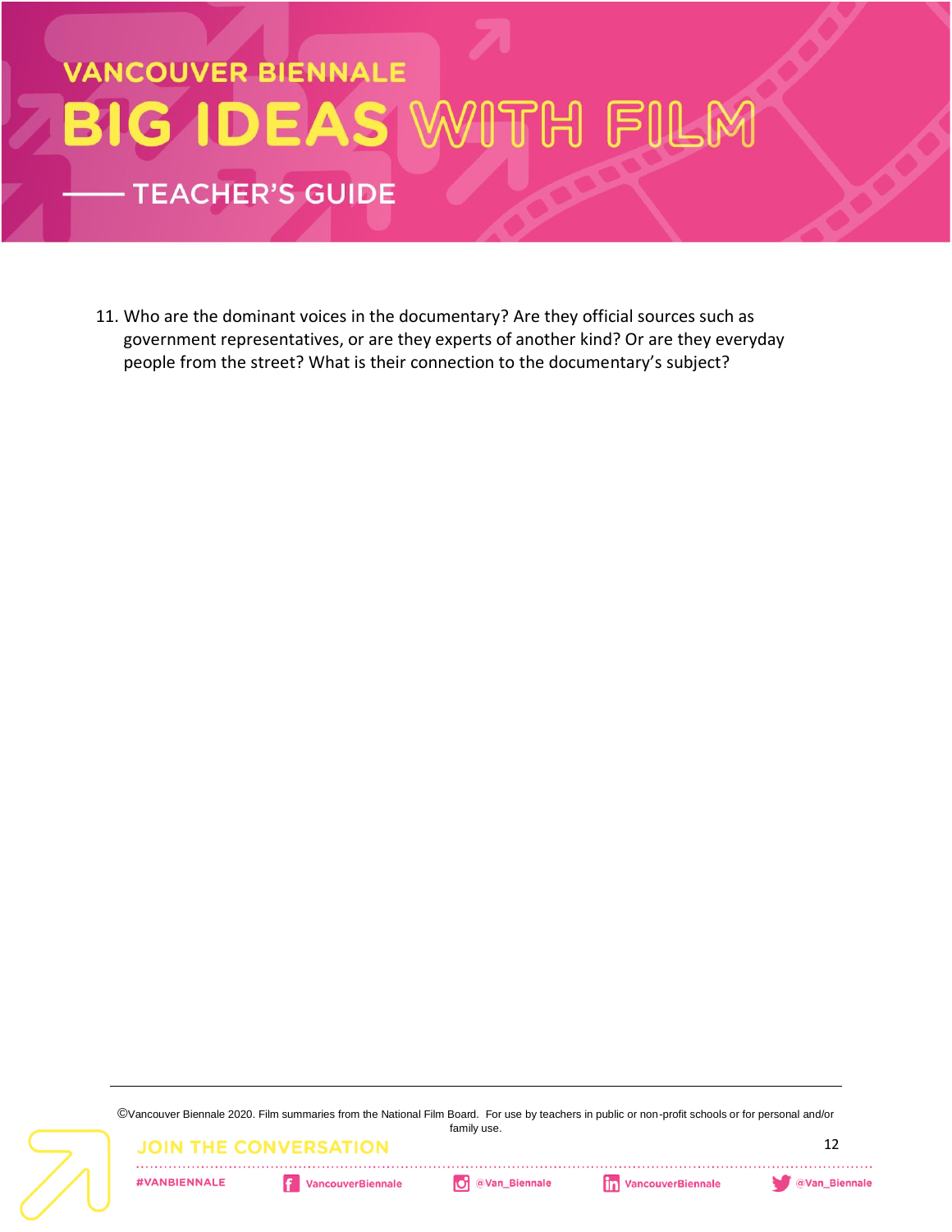11. Who are the dominant voices in the documentary? Are they official sources such as government representatives, or are they experts of another kind? Or are they everyday people from the street? What is their connection to the documentary's subject?